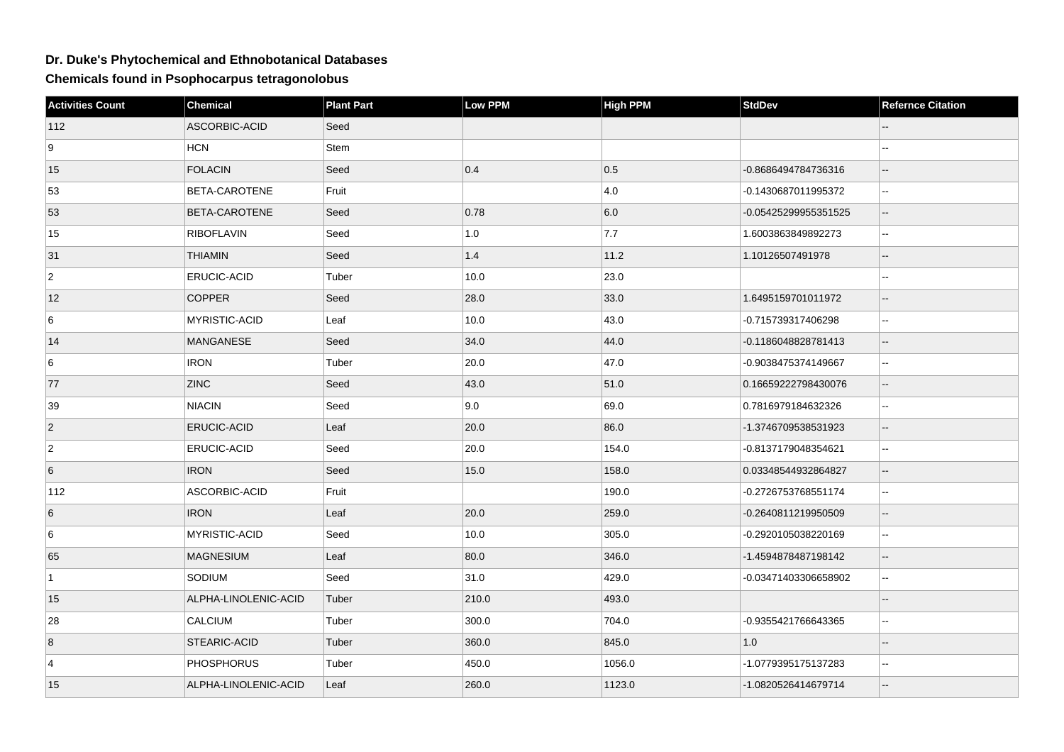# Dr. Duke's Phytochemical and Ethnobotanical Databases

## Chemicals found in Psophocarpus tetragonolobus

| Activities Count | Chemical | Plant Part | Low PPM | High PPM | StdDev | Refernce Citation |
|---|---|---|---|---|---|---|
| 112 | ASCORBIC-ACID | Seed | | | | -- |
| 9 | HCN | Stem | | | | -- |
| 15 | FOLACIN | Seed | 0.4 | 0.5 | -0.8686494784736316 | -- |
| 53 | BETA-CAROTENE | Fruit | | 4.0 | -0.1430687011995372 | -- |
| 53 | BETA-CAROTENE | Seed | 0.78 | 6.0 | -0.05425299955351525 | -- |
| 15 | RIBOFLAVIN | Seed | 1.0 | 7.7 | 1.6003863849892273 | -- |
| 31 | THIAMIN | Seed | 1.4 | 11.2 | 1.10126507491978 | -- |
| 2 | ERUCIC-ACID | Tuber | 10.0 | 23.0 | | -- |
| 12 | COPPER | Seed | 28.0 | 33.0 | 1.6495159701011972 | -- |
| 6 | MYRISTIC-ACID | Leaf | 10.0 | 43.0 | -0.715739317406298 | -- |
| 14 | MANGANESE | Seed | 34.0 | 44.0 | -0.1186048828781413 | -- |
| 6 | IRON | Tuber | 20.0 | 47.0 | -0.9038475374149667 | -- |
| 77 | ZINC | Seed | 43.0 | 51.0 | 0.16659222798430076 | -- |
| 39 | NIACIN | Seed | 9.0 | 69.0 | 0.7816979184632326 | -- |
| 2 | ERUCIC-ACID | Leaf | 20.0 | 86.0 | -1.3746709538531923 | -- |
| 2 | ERUCIC-ACID | Seed | 20.0 | 154.0 | -0.8137179048354621 | -- |
| 6 | IRON | Seed | 15.0 | 158.0 | 0.03348544932864827 | -- |
| 112 | ASCORBIC-ACID | Fruit | | 190.0 | -0.2726753768551174 | -- |
| 6 | IRON | Leaf | 20.0 | 259.0 | -0.2640811219950509 | -- |
| 6 | MYRISTIC-ACID | Seed | 10.0 | 305.0 | -0.2920105038220169 | -- |
| 65 | MAGNESIUM | Leaf | 80.0 | 346.0 | -1.4594878487198142 | -- |
| 1 | SODIUM | Seed | 31.0 | 429.0 | -0.03471403306658902 | -- |
| 15 | ALPHA-LINOLENIC-ACID | Tuber | 210.0 | 493.0 | | -- |
| 28 | CALCIUM | Tuber | 300.0 | 704.0 | -0.9355421766643365 | -- |
| 8 | STEARIC-ACID | Tuber | 360.0 | 845.0 | 1.0 | -- |
| 4 | PHOSPHORUS | Tuber | 450.0 | 1056.0 | -1.0779395175137283 | -- |
| 15 | ALPHA-LINOLENIC-ACID | Leaf | 260.0 | 1123.0 | -1.0820526414679714 | -- |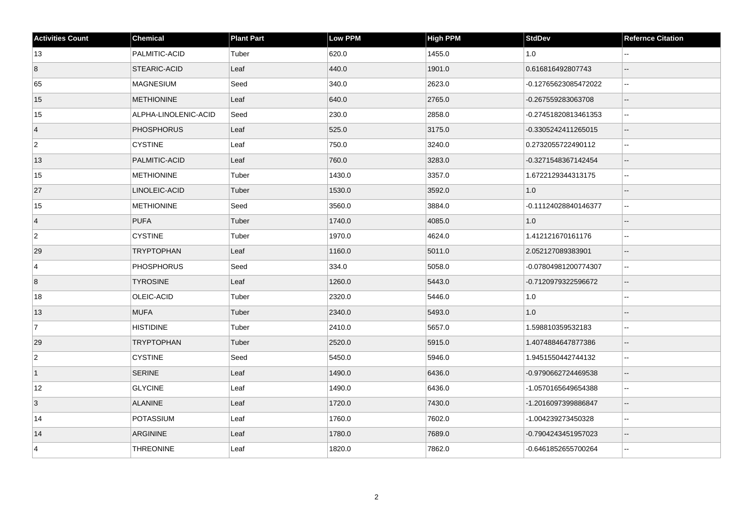| Activities Count | Chemical | Plant Part | Low PPM | High PPM | StdDev | Refernce Citation |
| --- | --- | --- | --- | --- | --- | --- |
| 13 | PALMITIC-ACID | Tuber | 620.0 | 1455.0 | 1.0 | -- |
| 8 | STEARIC-ACID | Leaf | 440.0 | 1901.0 | 0.616816492807743 | -- |
| 65 | MAGNESIUM | Seed | 340.0 | 2623.0 | -0.12765623085472022 | -- |
| 15 | METHIONINE | Leaf | 640.0 | 2765.0 | -0.267559283063708 | -- |
| 15 | ALPHA-LINOLENIC-ACID | Seed | 230.0 | 2858.0 | -0.27451820813461353 | -- |
| 4 | PHOSPHORUS | Leaf | 525.0 | 3175.0 | -0.3305242411265015 | -- |
| 2 | CYSTINE | Leaf | 750.0 | 3240.0 | 0.2732055722490112 | -- |
| 13 | PALMITIC-ACID | Leaf | 760.0 | 3283.0 | -0.3271548367142454 | -- |
| 15 | METHIONINE | Tuber | 1430.0 | 3357.0 | 1.6722129344313175 | -- |
| 27 | LINOLEIC-ACID | Tuber | 1530.0 | 3592.0 | 1.0 | -- |
| 15 | METHIONINE | Seed | 3560.0 | 3884.0 | -0.11124028840146377 | -- |
| 4 | PUFA | Tuber | 1740.0 | 4085.0 | 1.0 | -- |
| 2 | CYSTINE | Tuber | 1970.0 | 4624.0 | 1.412121670161176 | -- |
| 29 | TRYPTOPHAN | Leaf | 1160.0 | 5011.0 | 2.052127089383901 | -- |
| 4 | PHOSPHORUS | Seed | 334.0 | 5058.0 | -0.07804981200774307 | -- |
| 8 | TYROSINE | Leaf | 1260.0 | 5443.0 | -0.7120979322596672 | -- |
| 18 | OLEIC-ACID | Tuber | 2320.0 | 5446.0 | 1.0 | -- |
| 13 | MUFA | Tuber | 2340.0 | 5493.0 | 1.0 | -- |
| 7 | HISTIDINE | Tuber | 2410.0 | 5657.0 | 1.598810359532183 | -- |
| 29 | TRYPTOPHAN | Tuber | 2520.0 | 5915.0 | 1.4074884647877386 | -- |
| 2 | CYSTINE | Seed | 5450.0 | 5946.0 | 1.9451550442744132 | -- |
| 1 | SERINE | Leaf | 1490.0 | 6436.0 | -0.9790662724469538 | -- |
| 12 | GLYCINE | Leaf | 1490.0 | 6436.0 | -1.0570165649654388 | -- |
| 3 | ALANINE | Leaf | 1720.0 | 7430.0 | -1.2016097399886847 | -- |
| 14 | POTASSIUM | Leaf | 1760.0 | 7602.0 | -1.004239273450328 | -- |
| 14 | ARGININE | Leaf | 1780.0 | 7689.0 | -0.7904243451957023 | -- |
| 4 | THREONINE | Leaf | 1820.0 | 7862.0 | -0.6461852655700264 | -- |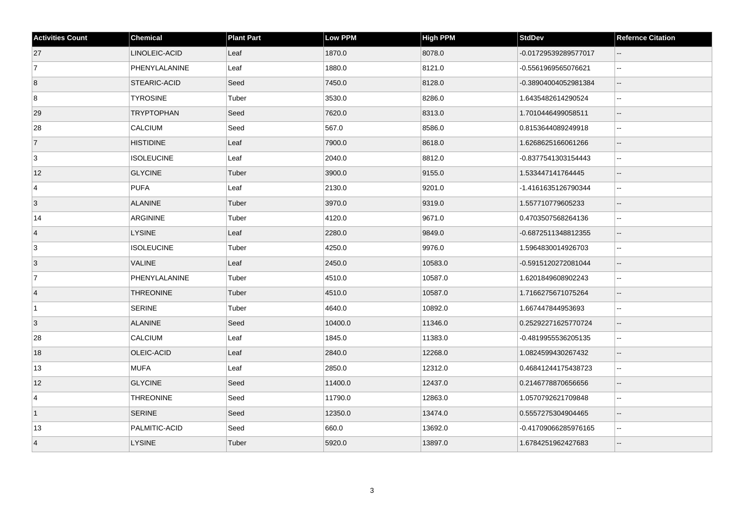| Activities Count | Chemical | Plant Part | Low PPM | High PPM | StdDev | Refernce Citation |
| --- | --- | --- | --- | --- | --- | --- |
| 27 | LINOLEIC-ACID | Leaf | 1870.0 | 8078.0 | -0.01729539289577017 | -- |
| 7 | PHENYLALANINE | Leaf | 1880.0 | 8121.0 | -0.5561969565076621 | -- |
| 8 | STEARIC-ACID | Seed | 7450.0 | 8128.0 | -0.38904004052981384 | -- |
| 8 | TYROSINE | Tuber | 3530.0 | 8286.0 | 1.6435482614290524 | -- |
| 29 | TRYPTOPHAN | Seed | 7620.0 | 8313.0 | 1.7010446499058511 | -- |
| 28 | CALCIUM | Seed | 567.0 | 8586.0 | 0.8153644089249918 | -- |
| 7 | HISTIDINE | Leaf | 7900.0 | 8618.0 | 1.6268625166061266 | -- |
| 3 | ISOLEUCINE | Leaf | 2040.0 | 8812.0 | -0.8377541303154443 | -- |
| 12 | GLYCINE | Tuber | 3900.0 | 9155.0 | 1.533447141764445 | -- |
| 4 | PUFA | Leaf | 2130.0 | 9201.0 | -1.4161635126790344 | -- |
| 3 | ALANINE | Tuber | 3970.0 | 9319.0 | 1.557710779605233 | -- |
| 14 | ARGININE | Tuber | 4120.0 | 9671.0 | 0.4703507568264136 | -- |
| 4 | LYSINE | Leaf | 2280.0 | 9849.0 | -0.6872511348812355 | -- |
| 3 | ISOLEUCINE | Tuber | 4250.0 | 9976.0 | 1.5964830014926703 | -- |
| 3 | VALINE | Leaf | 2450.0 | 10583.0 | -0.5915120272081044 | -- |
| 7 | PHENYLALANINE | Tuber | 4510.0 | 10587.0 | 1.6201849608902243 | -- |
| 4 | THREONINE | Tuber | 4510.0 | 10587.0 | 1.7166275671075264 | -- |
| 1 | SERINE | Tuber | 4640.0 | 10892.0 | 1.667447844953693 | -- |
| 3 | ALANINE | Seed | 10400.0 | 11346.0 | 0.25292271625770724 | -- |
| 28 | CALCIUM | Leaf | 1845.0 | 11383.0 | -0.4819955536205135 | -- |
| 18 | OLEIC-ACID | Leaf | 2840.0 | 12268.0 | 1.0824599430267432 | -- |
| 13 | MUFA | Leaf | 2850.0 | 12312.0 | 0.46841244175438723 | -- |
| 12 | GLYCINE | Seed | 11400.0 | 12437.0 | 0.2146778870656656 | -- |
| 4 | THREONINE | Seed | 11790.0 | 12863.0 | 1.0570792621709848 | -- |
| 1 | SERINE | Seed | 12350.0 | 13474.0 | 0.5557275304904465 | -- |
| 13 | PALMITIC-ACID | Seed | 660.0 | 13692.0 | -0.41709066285976165 | -- |
| 4 | LYSINE | Tuber | 5920.0 | 13897.0 | 1.6784251962427683 | -- |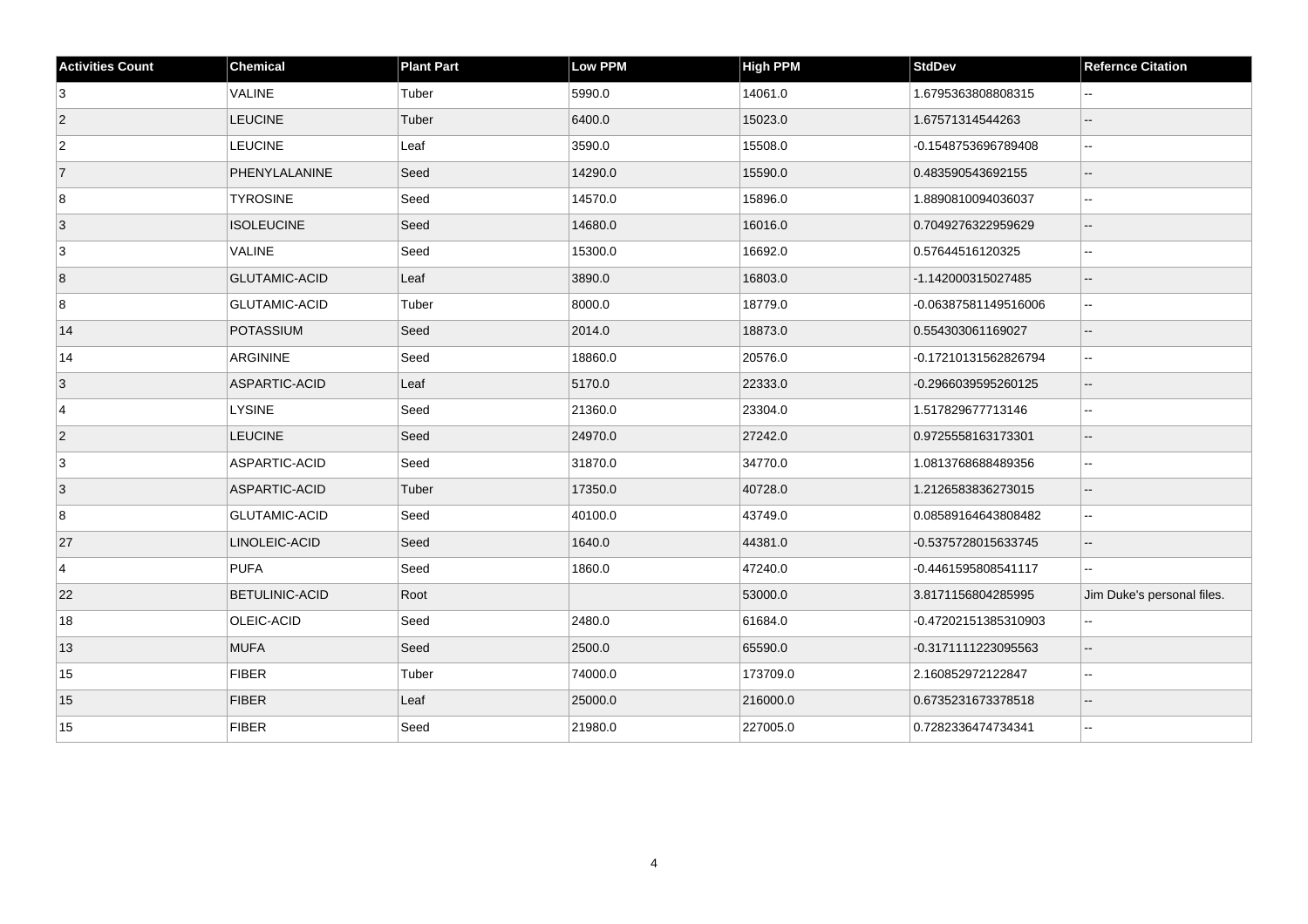| Activities Count | Chemical | Plant Part | Low PPM | High PPM | StdDev | Refernce Citation |
| --- | --- | --- | --- | --- | --- | --- |
| 3 | VALINE | Tuber | 5990.0 | 14061.0 | 1.6795363808808315 | -- |
| 2 | LEUCINE | Tuber | 6400.0 | 15023.0 | 1.67571314544263 | -- |
| 2 | LEUCINE | Leaf | 3590.0 | 15508.0 | -0.1548753696789408 | -- |
| 7 | PHENYLALANINE | Seed | 14290.0 | 15590.0 | 0.483590543692155 | -- |
| 8 | TYROSINE | Seed | 14570.0 | 15896.0 | 1.8890810094036037 | -- |
| 3 | ISOLEUCINE | Seed | 14680.0 | 16016.0 | 0.7049276322959629 | -- |
| 3 | VALINE | Seed | 15300.0 | 16692.0 | 0.57644516120325 | -- |
| 8 | GLUTAMIC-ACID | Leaf | 3890.0 | 16803.0 | -1.142000315027485 | -- |
| 8 | GLUTAMIC-ACID | Tuber | 8000.0 | 18779.0 | -0.06387581149516006 | -- |
| 14 | POTASSIUM | Seed | 2014.0 | 18873.0 | 0.554303061169027 | -- |
| 14 | ARGININE | Seed | 18860.0 | 20576.0 | -0.17210131562826794 | -- |
| 3 | ASPARTIC-ACID | Leaf | 5170.0 | 22333.0 | -0.2966039595260125 | -- |
| 4 | LYSINE | Seed | 21360.0 | 23304.0 | 1.517829677713146 | -- |
| 2 | LEUCINE | Seed | 24970.0 | 27242.0 | 0.9725558163173301 | -- |
| 3 | ASPARTIC-ACID | Seed | 31870.0 | 34770.0 | 1.0813768688489356 | -- |
| 3 | ASPARTIC-ACID | Tuber | 17350.0 | 40728.0 | 1.2126583836273015 | -- |
| 8 | GLUTAMIC-ACID | Seed | 40100.0 | 43749.0 | 0.08589164643808482 | -- |
| 27 | LINOLEIC-ACID | Seed | 1640.0 | 44381.0 | -0.5375728015633745 | -- |
| 4 | PUFA | Seed | 1860.0 | 47240.0 | -0.4461595808541117 | -- |
| 22 | BETULINIC-ACID | Root | | 53000.0 | 3.8171156804285995 | Jim Duke's personal files. |
| 18 | OLEIC-ACID | Seed | 2480.0 | 61684.0 | -0.47202151385310903 | -- |
| 13 | MUFA | Seed | 2500.0 | 65590.0 | -0.3171111223095563 | -- |
| 15 | FIBER | Tuber | 74000.0 | 173709.0 | 2.160852972122847 | -- |
| 15 | FIBER | Leaf | 25000.0 | 216000.0 | 0.6735231673378518 | -- |
| 15 | FIBER | Seed | 21980.0 | 227005.0 | 0.7282336474734341 | -- |